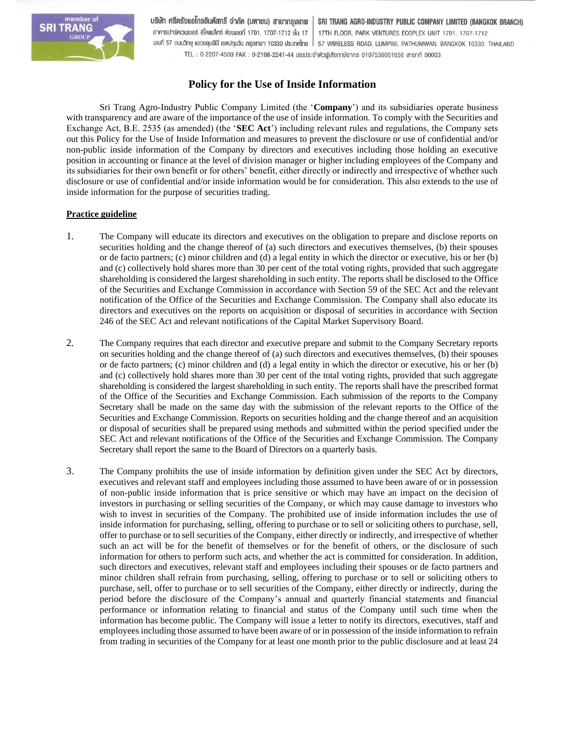# Policy for the Use of Inside Information

Sri Trang Agro-Industry Public Company Limited (the '**Company**') and its subsidiaries operate business with transparency and are aware of the importance of the use of inside information. To comply with the Securities and Exchange Act, B.E. 2535 (as amended) (the '**SEC Act**') including relevant rules and regulations, the Company sets out this Policy for the Use of Inside Information and measures to prevent the disclosure or use of confidential and/or non-public inside information of the Company by directors and executives including those holding an executive position in accounting or finance at the level of division manager or higher including employees of the Company and its subsidiaries for their own benefit or for others' benefit, either directly or indirectly and irrespective of whether such disclosure or use of confidential and/or inside information would be for consideration. This also extends to the use of inside information for the purpose of securities trading.

**Practice guideline**

1. The Company will educate its directors and executives on the obligation to prepare and disclose reports on securities holding and the change thereof of (a) such directors and executives themselves, (b) their spouses or de facto partners; (c) minor children and (d) a legal entity in which the director or executive, his or her (b) and (c) collectively hold shares more than 30 per cent of the total voting rights, provided that such aggregate shareholding is considered the largest shareholding in such entity. The reports shall be disclosed to the Office of the Securities and Exchange Commission in accordance with Section 59 of the SEC Act and the relevant notification of the Office of the Securities and Exchange Commission. The Company shall also educate its directors and executives on the reports on acquisition or disposal of securities in accordance with Section 246 of the SEC Act and relevant notifications of the Capital Market Supervisory Board.

2. The Company requires that each director and executive prepare and submit to the Company Secretary reports on securities holding and the change thereof of (a) such directors and executives themselves, (b) their spouses or de facto partners; (c) minor children and (d) a legal entity in which the director or executive, his or her (b) and (c) collectively hold shares more than 30 per cent of the total voting rights, provided that such aggregate shareholding is considered the largest shareholding in such entity. The reports shall have the prescribed format of the Office of the Securities and Exchange Commission. Each submission of the reports to the Company Secretary shall be made on the same day with the submission of the relevant reports to the Office of the Securities and Exchange Commission. Reports on securities holding and the change thereof and an acquisition or disposal of securities shall be prepared using methods and submitted within the period specified under the SEC Act and relevant notifications of the Office of the Securities and Exchange Commission. The Company Secretary shall report the same to the Board of Directors on a quarterly basis.

3. The Company prohibits the use of inside information by definition given under the SEC Act by directors, executives and relevant staff and employees including those assumed to have been aware of or in possession of non-public inside information that is price sensitive or which may have an impact on the decision of investors in purchasing or selling securities of the Company, or which may cause damage to investors who wish to invest in securities of the Company. The prohibited use of inside information includes the use of inside information for purchasing, selling, offering to purchase or to sell or soliciting others to purchase, sell, offer to purchase or to sell securities of the Company, either directly or indirectly, and irrespective of whether such an act will be for the benefit of themselves or for the benefit of others, or the disclosure of such information for others to perform such acts, and whether the act is committed for consideration. In addition, such directors and executives, relevant staff and employees including their spouses or de facto partners and minor children shall refrain from purchasing, selling, offering to purchase or to sell or soliciting others to purchase, sell, offer to purchase or to sell securities of the Company, either directly or indirectly, during the period before the disclosure of the Company's annual and quarterly financial statements and financial performance or information relating to financial and status of the Company until such time when the information has become public. The Company will issue a letter to notify its directors, executives, staff and employees including those assumed to have been aware of or in possession of the inside information to refrain from trading in securities of the Company for at least one month prior to the public disclosure and at least 24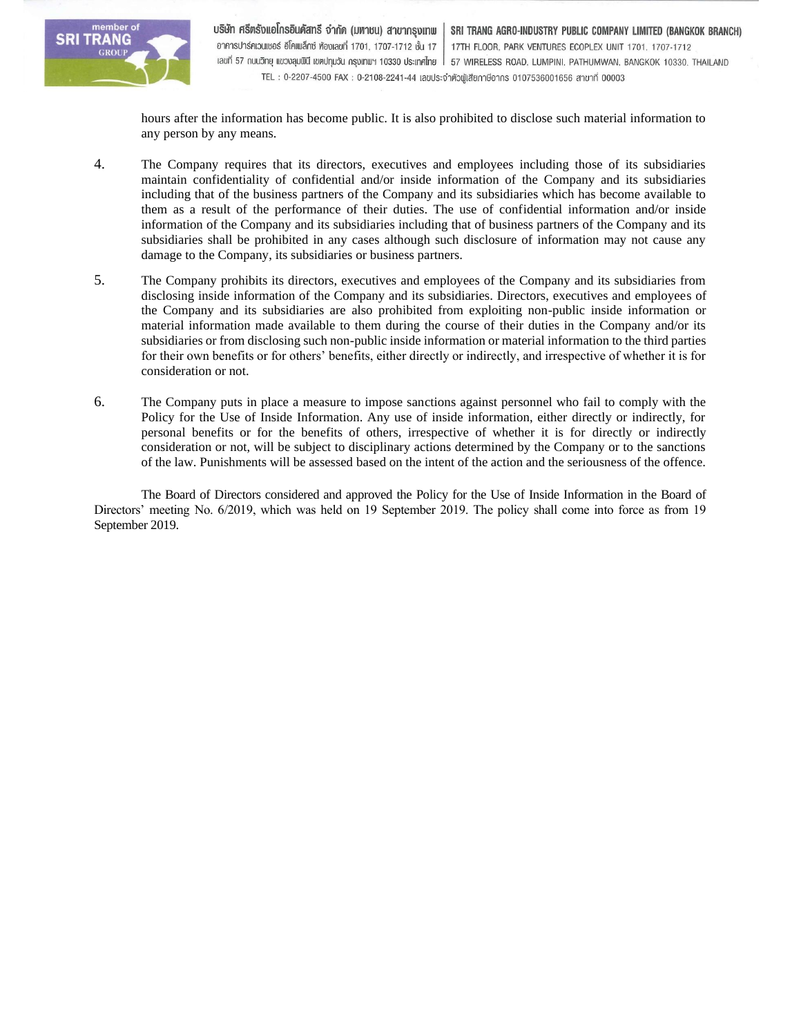hours after the information has become public. It is also prohibited to disclose such material information to any person by any means.

4. The Company requires that its directors, executives and employees including those of its subsidiaries maintain confidentiality of confidential and/or inside information of the Company and its subsidiaries including that of the business partners of the Company and its subsidiaries which has become available to them as a result of the performance of their duties. The use of confidential information and/or inside information of the Company and its subsidiaries including that of business partners of the Company and its subsidiaries shall be prohibited in any cases although such disclosure of information may not cause any damage to the Company, its subsidiaries or business partners.

5. The Company prohibits its directors, executives and employees of the Company and its subsidiaries from disclosing inside information of the Company and its subsidiaries. Directors, executives and employees of the Company and its subsidiaries are also prohibited from exploiting non-public inside information or material information made available to them during the course of their duties in the Company and/or its subsidiaries or from disclosing such non-public inside information or material information to the third parties for their own benefits or for others' benefits, either directly or indirectly, and irrespective of whether it is for consideration or not.

6. The Company puts in place a measure to impose sanctions against personnel who fail to comply with the Policy for the Use of Inside Information. Any use of inside information, either directly or indirectly, for personal benefits or for the benefits of others, irrespective of whether it is for directly or indirectly consideration or not, will be subject to disciplinary actions determined by the Company or to the sanctions of the law. Punishments will be assessed based on the intent of the action and the seriousness of the offence.

The Board of Directors considered and approved the Policy for the Use of Inside Information in the Board of Directors' meeting No. 6/2019, which was held on 19 September 2019. The policy shall come into force as from 19 September 2019.